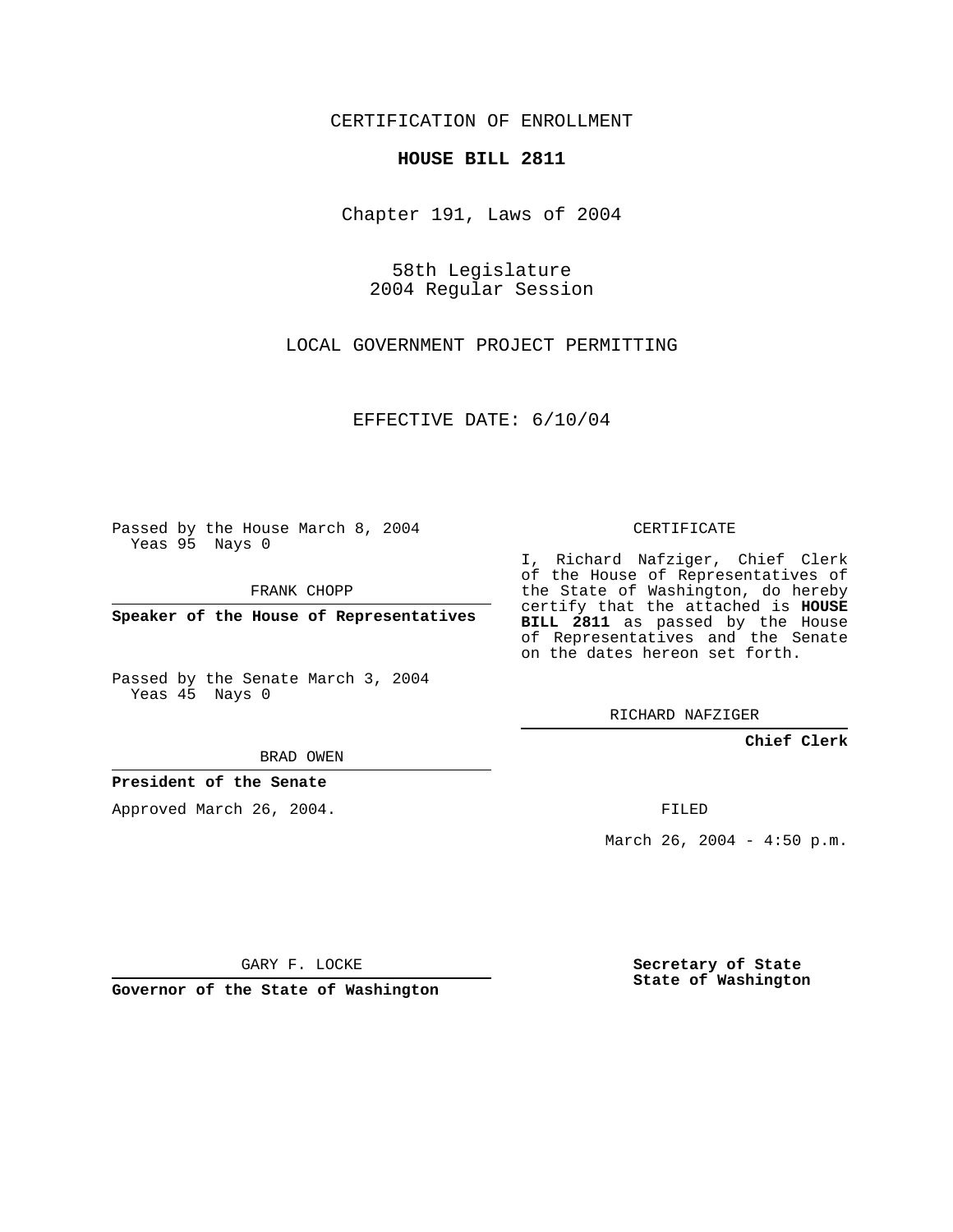CERTIFICATION OF ENROLLMENT

**HOUSE BILL 2811**

Chapter 191, Laws of 2004

58th Legislature
2004 Regular Session

LOCAL GOVERNMENT PROJECT PERMITTING

EFFECTIVE DATE: 6/10/04

Passed by the House March 8, 2004
Yeas 95 Nays 0

FRANK CHOPP

**Speaker of the House of Representatives**

Passed by the Senate March 3, 2004
Yeas 45 Nays 0

BRAD OWEN

**President of the Senate**

Approved March 26, 2004.

GARY F. LOCKE

**Governor of the State of Washington**

CERTIFICATE

I, Richard Nafziger, Chief Clerk of the House of Representatives of the State of Washington, do hereby certify that the attached is **HOUSE BILL 2811** as passed by the House of Representatives and the Senate on the dates hereon set forth.

RICHARD NAFZIGER

**Chief Clerk**

FILED

March 26, 2004 - 4:50 p.m.

**Secretary of State**
**State of Washington**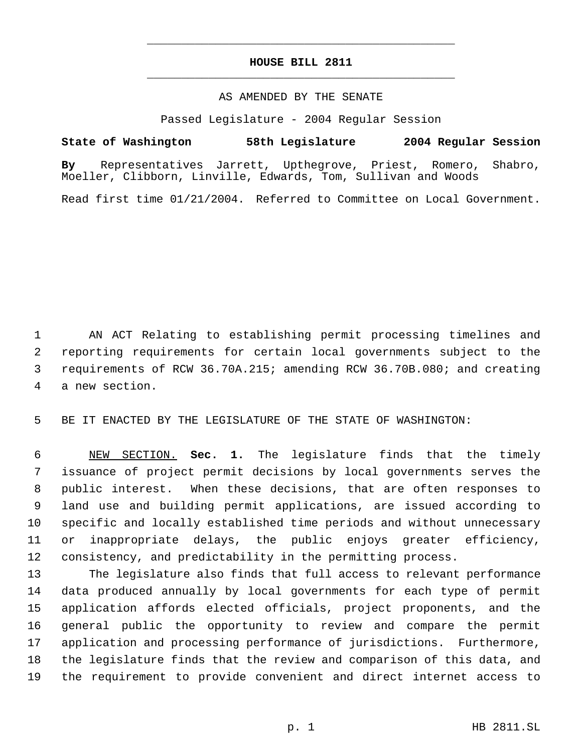# HOUSE BILL 2811

AS AMENDED BY THE SENATE

Passed Legislature - 2004 Regular Session

**State of Washington 58th Legislature 2004 Regular Session**

**By** Representatives Jarrett, Upthegrove, Priest, Romero, Shabro, Moeller, Clibborn, Linville, Edwards, Tom, Sullivan and Woods

Read first time 01/21/2004. Referred to Committee on Local Government.

AN ACT Relating to establishing permit processing timelines and reporting requirements for certain local governments subject to the requirements of RCW 36.70A.215; amending RCW 36.70B.080; and creating a new section.

BE IT ENACTED BY THE LEGISLATURE OF THE STATE OF WASHINGTON:

NEW SECTION. **Sec. 1.** The legislature finds that the timely issuance of project permit decisions by local governments serves the public interest. When these decisions, that are often responses to land use and building permit applications, are issued according to specific and locally established time periods and without unnecessary or inappropriate delays, the public enjoys greater efficiency, consistency, and predictability in the permitting process.

The legislature also finds that full access to relevant performance data produced annually by local governments for each type of permit application affords elected officials, project proponents, and the general public the opportunity to review and compare the permit application and processing performance of jurisdictions. Furthermore, the legislature finds that the review and comparison of this data, and the requirement to provide convenient and direct internet access to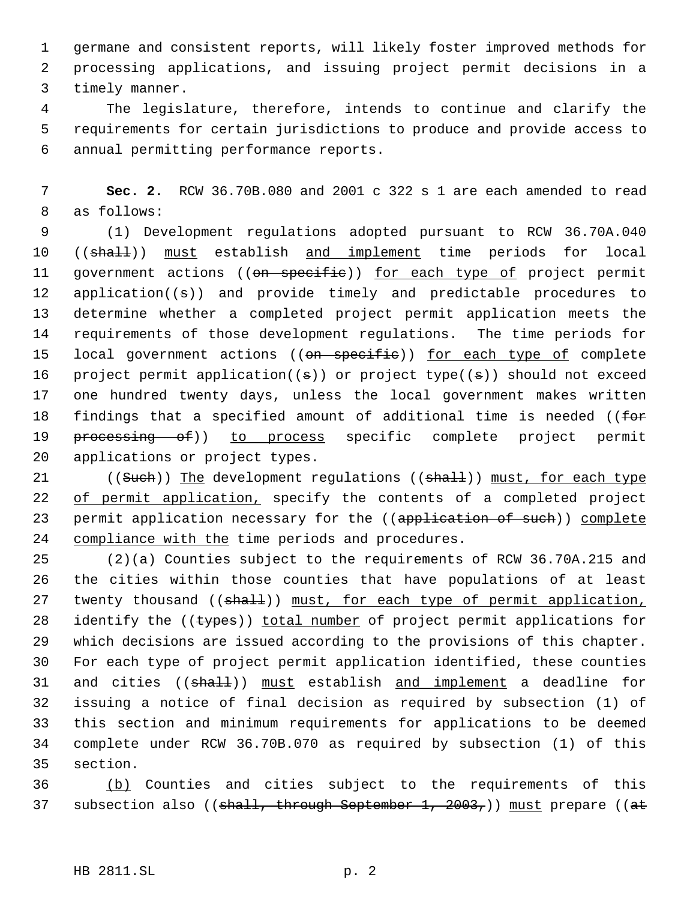germane and consistent reports, will likely foster improved methods for processing applications, and issuing project permit decisions in a timely manner.

The legislature, therefore, intends to continue and clarify the requirements for certain jurisdictions to produce and provide access to annual permitting performance reports.

**Sec. 2.** RCW 36.70B.080 and 2001 c 322 s 1 are each amended to read as follows:

(1) Development regulations adopted pursuant to RCW 36.70A.040 ((~~shall~~)) <u>must</u> establish <u>and implement</u> time periods for local government actions ((~~on specific~~)) <u>for each type of</u> project permit application((~~s~~)) and provide timely and predictable procedures to determine whether a completed project permit application meets the requirements of those development regulations. The time periods for local government actions ((~~on specific~~)) <u>for each type of</u> complete project permit application((~~s~~)) or project type((~~s~~)) should not exceed one hundred twenty days, unless the local government makes written findings that a specified amount of additional time is needed ((~~for processing of~~)) <u>to process</u> specific complete project permit applications or project types.

((~~Such~~)) <u>The</u> development regulations ((~~shall~~)) <u>must, for each type of permit application,</u> specify the contents of a completed project permit application necessary for the ((~~application of such~~)) <u>complete compliance with the</u> time periods and procedures.

(2)(a) Counties subject to the requirements of RCW 36.70A.215 and the cities within those counties that have populations of at least twenty thousand ((~~shall~~)) <u>must, for each type of permit application,</u> identify the ((~~types~~)) <u>total number</u> of project permit applications for which decisions are issued according to the provisions of this chapter. For each type of project permit application identified, these counties and cities ((~~shall~~)) <u>must</u> establish <u>and implement</u> a deadline for issuing a notice of final decision as required by subsection (1) of this section and minimum requirements for applications to be deemed complete under RCW 36.70B.070 as required by subsection (1) of this section.

<u>(b)</u> Counties and cities subject to the requirements of this subsection also ((~~shall, through September 1, 2003,~~)) <u>must</u> prepare ((~~at~~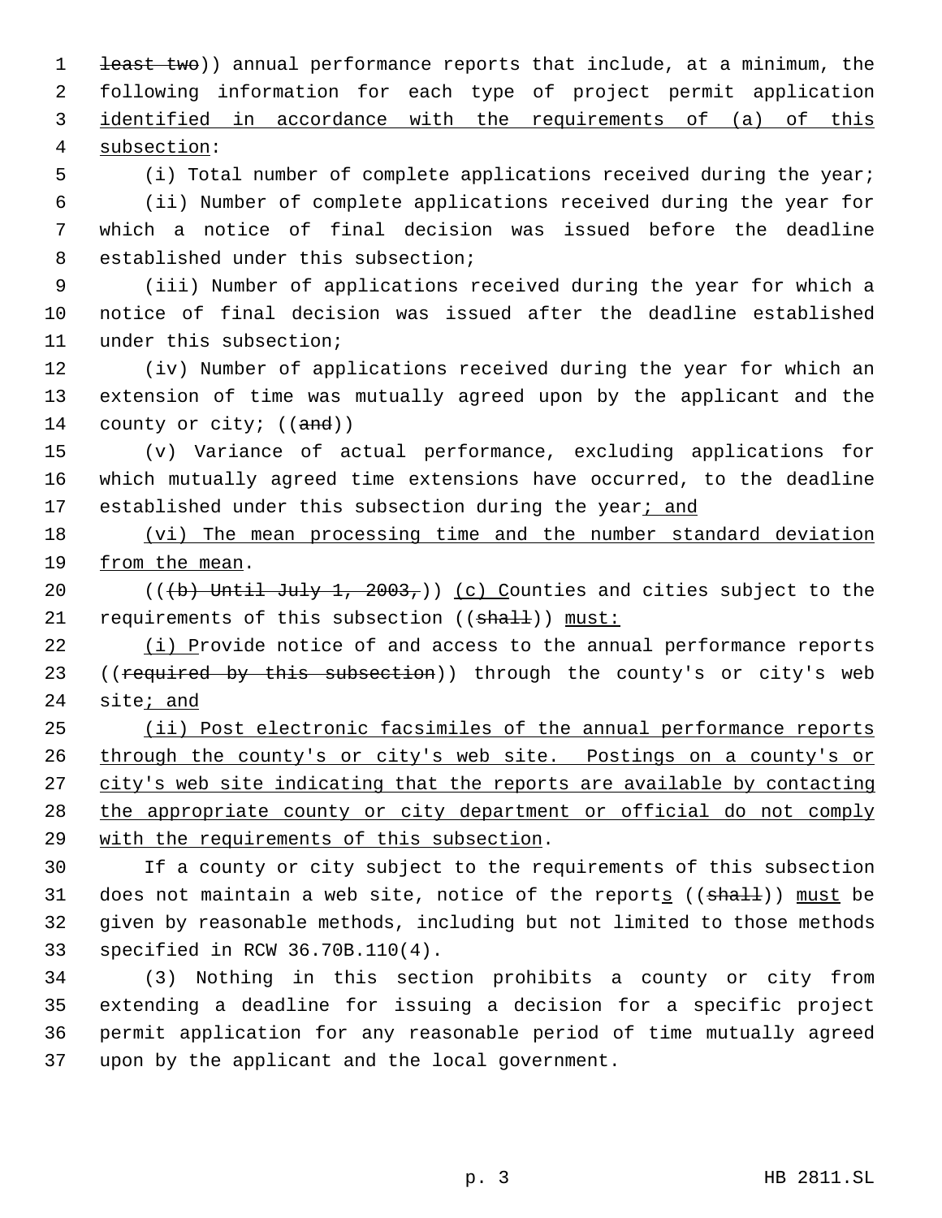~~least two~~)) annual performance reports that include, at a minimum, the following information for each type of project permit application identified in accordance with the requirements of (a) of this subsection:

(i) Total number of complete applications received during the year;

(ii) Number of complete applications received during the year for which a notice of final decision was issued before the deadline established under this subsection;

(iii) Number of applications received during the year for which a notice of final decision was issued after the deadline established under this subsection;

(iv) Number of applications received during the year for which an extension of time was mutually agreed upon by the applicant and the county or city; ((~~and~~))

(v) Variance of actual performance, excluding applications for which mutually agreed time extensions have occurred, to the deadline established under this subsection during the year; and

(vi) The mean processing time and the number standard deviation from the mean.

((~~(b) Until July 1, 2003,~~)) (c) Counties and cities subject to the requirements of this subsection ((~~shall~~)) must:

(i) Provide notice of and access to the annual performance reports ((~~required by this subsection~~)) through the county's or city's web site; and

(ii) Post electronic facsimiles of the annual performance reports through the county's or city's web site. Postings on a county's or city's web site indicating that the reports are available by contacting the appropriate county or city department or official do not comply with the requirements of this subsection.

If a county or city subject to the requirements of this subsection does not maintain a web site, notice of the reports ((~~shall~~)) must be given by reasonable methods, including but not limited to those methods specified in RCW 36.70B.110(4).

(3) Nothing in this section prohibits a county or city from extending a deadline for issuing a decision for a specific project permit application for any reasonable period of time mutually agreed upon by the applicant and the local government.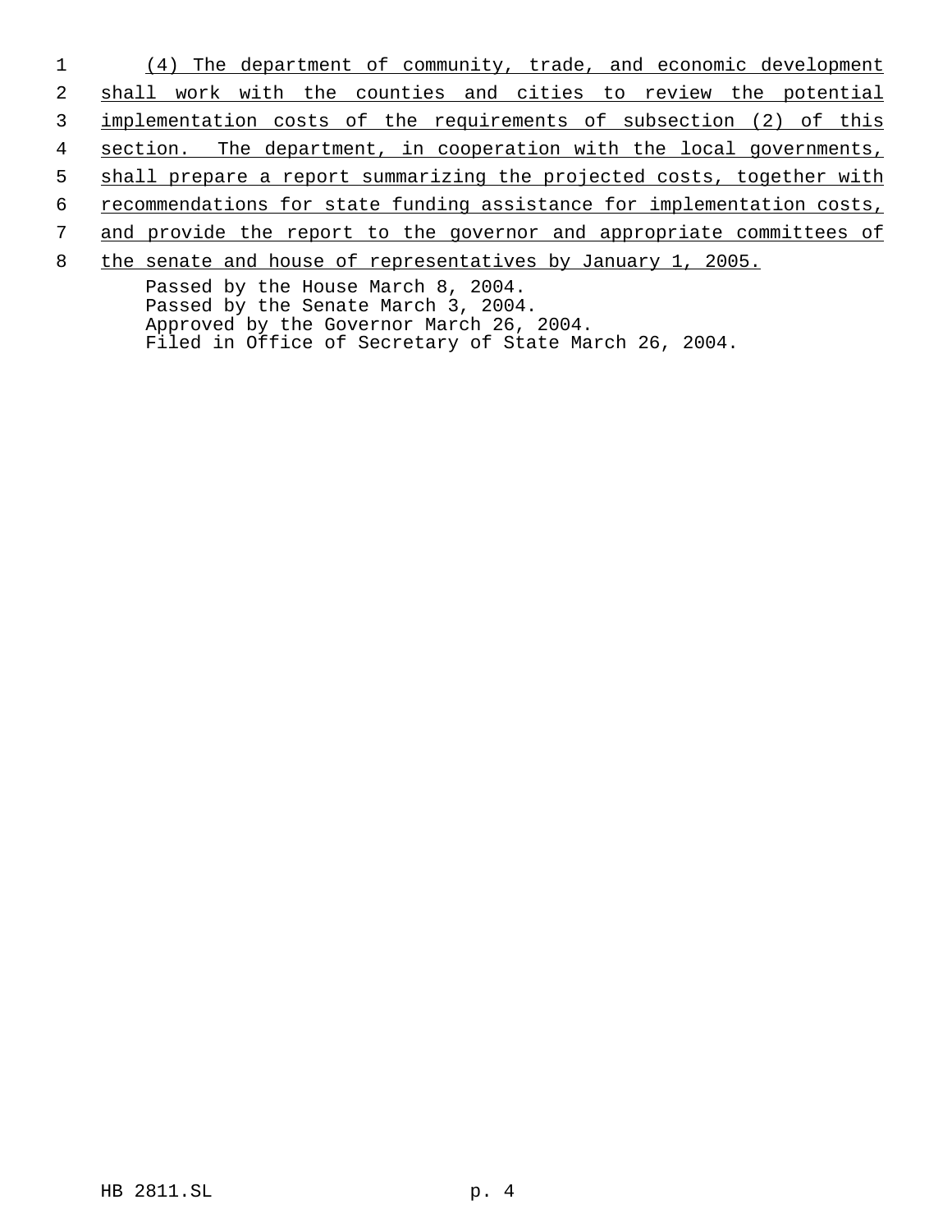(4) The department of community, trade, and economic development shall work with the counties and cities to review the potential implementation costs of the requirements of subsection (2) of this section. The department, in cooperation with the local governments, shall prepare a report summarizing the projected costs, together with recommendations for state funding assistance for implementation costs, and provide the report to the governor and appropriate committees of the senate and house of representatives by January 1, 2005.

Passed by the House March 8, 2004.
Passed by the Senate March 3, 2004.
Approved by the Governor March 26, 2004.
Filed in Office of Secretary of State March 26, 2004.